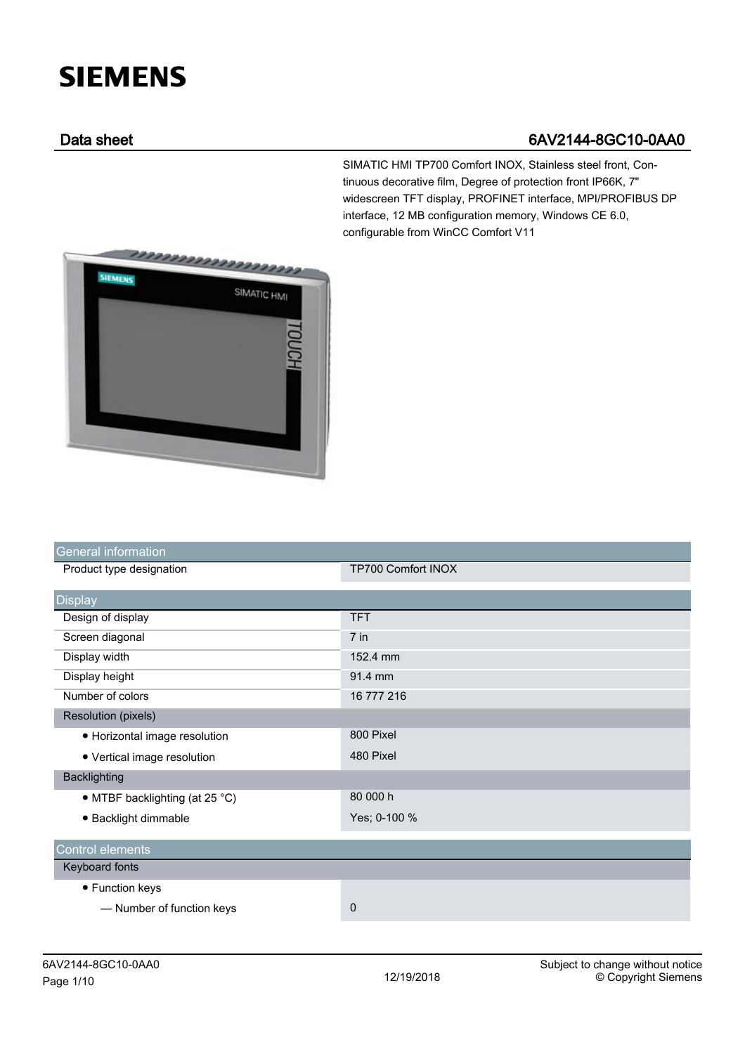# SIEMENS

## Data sheet 6AV2144-8GC10-0AA0

SIMATIC HMI TP700 Comfort INOX, Stainless steel front, Continuous decorative film, Degree of protection front IP66K, 7" widescreen TFT display, PROFINET interface, MPI/PROFIBUS DP interface, 12 MB configuration memory, Windows CE 6.0, configurable from WinCC Comfort V11

| General information | |
|---|---|
| Product type designation | TP700 Comfort INOX |

| Display | |
|---|---|
| Design of display | TFT |
| Screen diagonal | 7 in |
| Display width | 152.4 mm |
| Display height | 91.4 mm |
| Number of colors | 16 777 216 |
| Resolution (pixels) | |
| • Horizontal image resolution | 800 Pixel |
| • Vertical image resolution | 480 Pixel |
| Backlighting | |
| • MTBF backlighting (at 25 °C) | 80 000 h |
| • Backlight dimmable | Yes; 0-100 % |

| Control elements | |
|---|---|
| Keyboard fonts | |
| • Function keys | |
| — Number of function keys | 0 |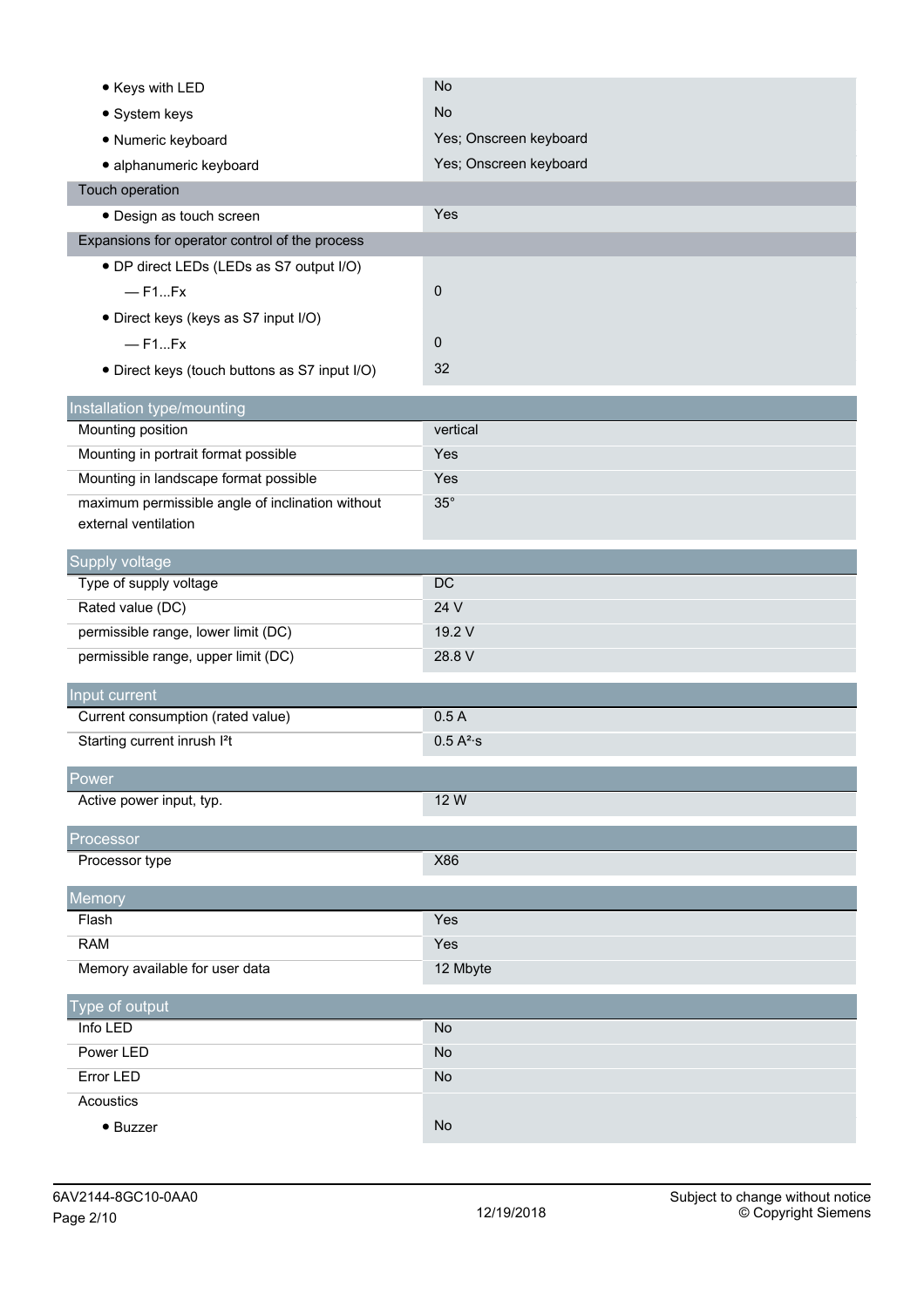| | |
|---|---|
| • Keys with LED | No |
| • System keys | No |
| • Numeric keyboard | Yes; Onscreen keyboard |
| • alphanumeric keyboard | Yes; Onscreen keyboard |
| Touch operation | |
| • Design as touch screen | Yes |
| Expansions for operator control of the process | |
| • DP direct LEDs (LEDs as S7 output I/O) | |
| — F1...Fx | 0 |
| • Direct keys (keys as S7 input I/O) | |
| — F1...Fx | 0 |
| • Direct keys (touch buttons as S7 input I/O) | 32 |

| Installation type/mounting | |
|---|---|
| Mounting position | vertical |
| Mounting in portrait format possible | Yes |
| Mounting in landscape format possible | Yes |
| maximum permissible angle of inclination without external ventilation | 35° |

| Supply voltage | |
|---|---|
| Type of supply voltage | DC |
| Rated value (DC) | 24 V |
| permissible range, lower limit (DC) | 19.2 V |
| permissible range, upper limit (DC) | 28.8 V |

| Input current | |
|---|---|
| Current consumption (rated value) | 0.5 A |
| Starting current inrush $I^2t$ | 0.5 $A^2 \cdot s$ |

| Power | |
|---|---|
| Active power input, typ. | 12 W |

| Processor | |
|---|---|
| Processor type | X86 |

| Memory | |
|---|---|
| Flash | Yes |
| RAM | Yes |
| Memory available for user data | 12 Mbyte |

| Type of output | |
|---|---|
| Info LED | No |
| Power LED | No |
| Error LED | No |
| Acoustics | |
| • Buzzer | No |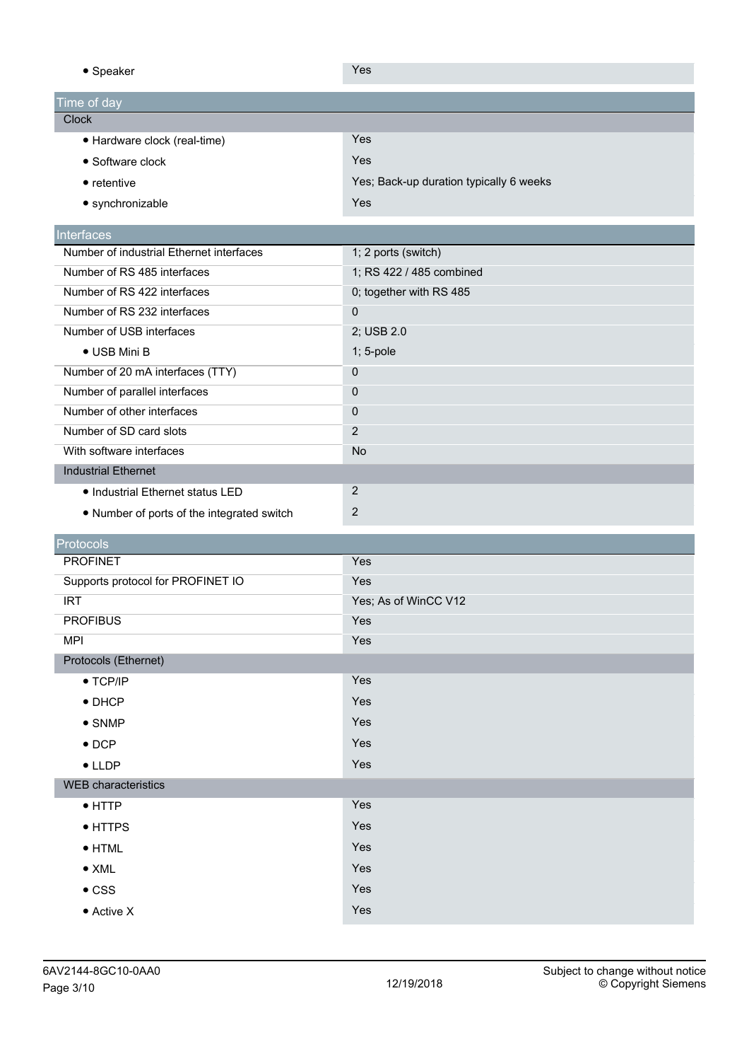| | |
|---|---|
| • Speaker | Yes |

## Time of day

| | |
|---|---|
| **Clock** | |
| • Hardware clock (real-time) | Yes |
| • Software clock | Yes |
| • retentive | Yes; Back-up duration typically 6 weeks |
| • synchronizable | Yes |

## Interfaces

| | |
|---|---|
| Number of industrial Ethernet interfaces | 1; 2 ports (switch) |
| Number of RS 485 interfaces | 1; RS 422 / 485 combined |
| Number of RS 422 interfaces | 0; together with RS 485 |
| Number of RS 232 interfaces | 0 |
| Number of USB interfaces | 2; USB 2.0 |
| • USB Mini B | 1; 5-pole |
| Number of 20 mA interfaces (TTY) | 0 |
| Number of parallel interfaces | 0 |
| Number of other interfaces | 0 |
| Number of SD card slots | 2 |
| With software interfaces | No |
| **Industrial Ethernet** | |
| • Industrial Ethernet status LED | 2 |
| • Number of ports of the integrated switch | 2 |

## Protocols

| | |
|---|---|
| PROFINET | Yes |
| Supports protocol for PROFINET IO | Yes |
| IRT | Yes; As of WinCC V12 |
| PROFIBUS | Yes |
| MPI | Yes |
| **Protocols (Ethernet)** | |
| • TCP/IP | Yes |
| • DHCP | Yes |
| • SNMP | Yes |
| • DCP | Yes |
| • LLDP | Yes |
| **WEB characteristics** | |
| • HTTP | Yes |
| • HTTPS | Yes |
| • HTML | Yes |
| • XML | Yes |
| • CSS | Yes |
| • Active X | Yes |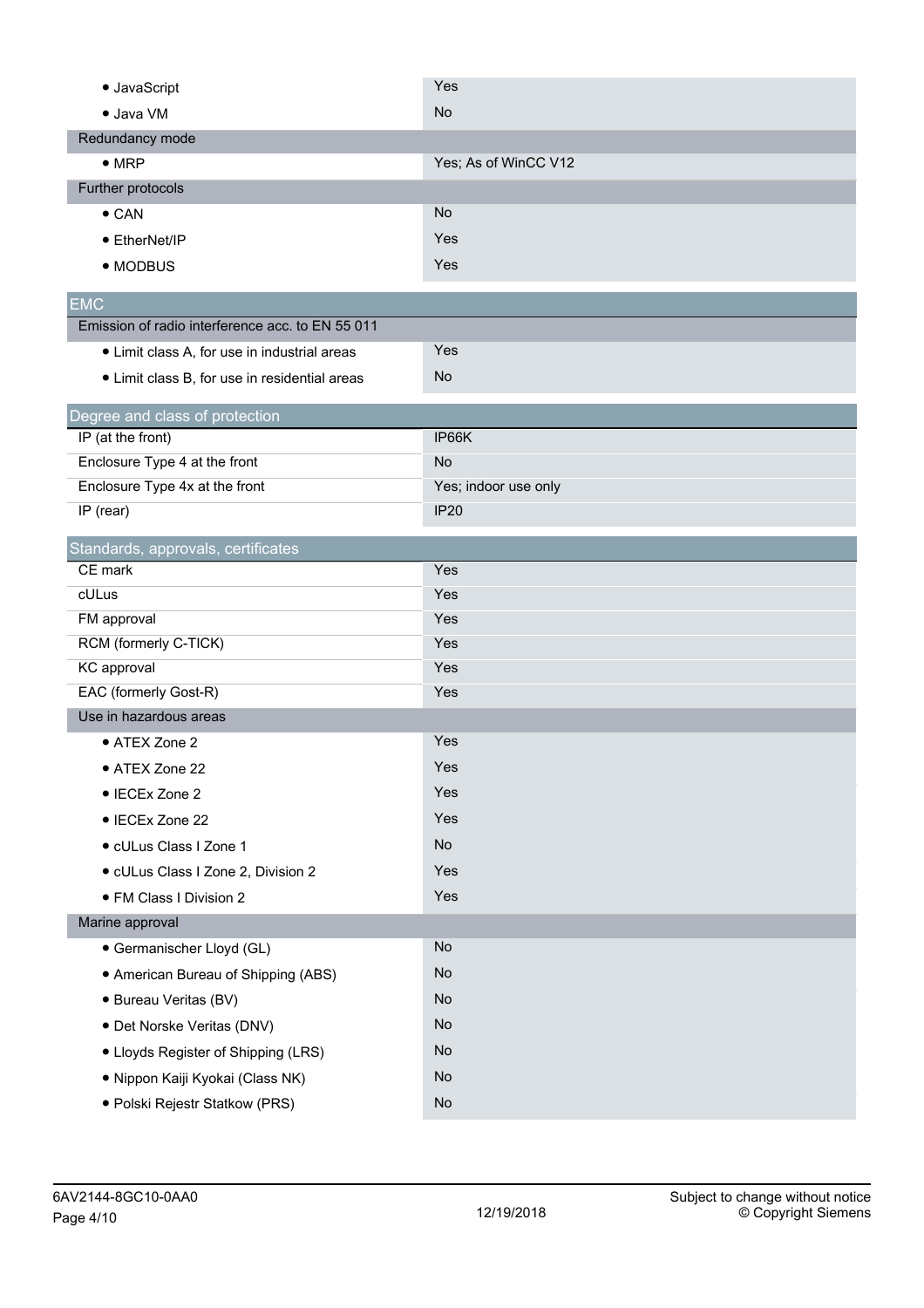| | |
|---|---|
| • JavaScript | Yes |
| • Java VM | No |
| Redundancy mode | |
| • MRP | Yes; As of WinCC V12 |
| Further protocols | |
| • CAN | No |
| • EtherNet/IP | Yes |
| • MODBUS | Yes |

## EMC

| | |
|---|---|
| Emission of radio interference acc. to EN 55 011 | |
| • Limit class A, for use in industrial areas | Yes |
| • Limit class B, for use in residential areas | No |

## Degree and class of protection

| | |
|---|---|
| IP (at the front) | IP66K |
| Enclosure Type 4 at the front | No |
| Enclosure Type 4x at the front | Yes; indoor use only |
| IP (rear) | IP20 |

## Standards, approvals, certificates

| | |
|---|---|
| CE mark | Yes |
| cULus | Yes |
| FM approval | Yes |
| RCM (formerly C-TICK) | Yes |
| KC approval | Yes |
| EAC (formerly Gost-R) | Yes |
| Use in hazardous areas | |
| • ATEX Zone 2 | Yes |
| • ATEX Zone 22 | Yes |
| • IECEx Zone 2 | Yes |
| • IECEx Zone 22 | Yes |
| • cULus Class I Zone 1 | No |
| • cULus Class I Zone 2, Division 2 | Yes |
| • FM Class I Division 2 | Yes |
| Marine approval | |
| • Germanischer Lloyd (GL) | No |
| • American Bureau of Shipping (ABS) | No |
| • Bureau Veritas (BV) | No |
| • Det Norske Veritas (DNV) | No |
| • Lloyds Register of Shipping (LRS) | No |
| • Nippon Kaiji Kyokai (Class NK) | No |
| • Polski Rejestr Statkow (PRS) | No |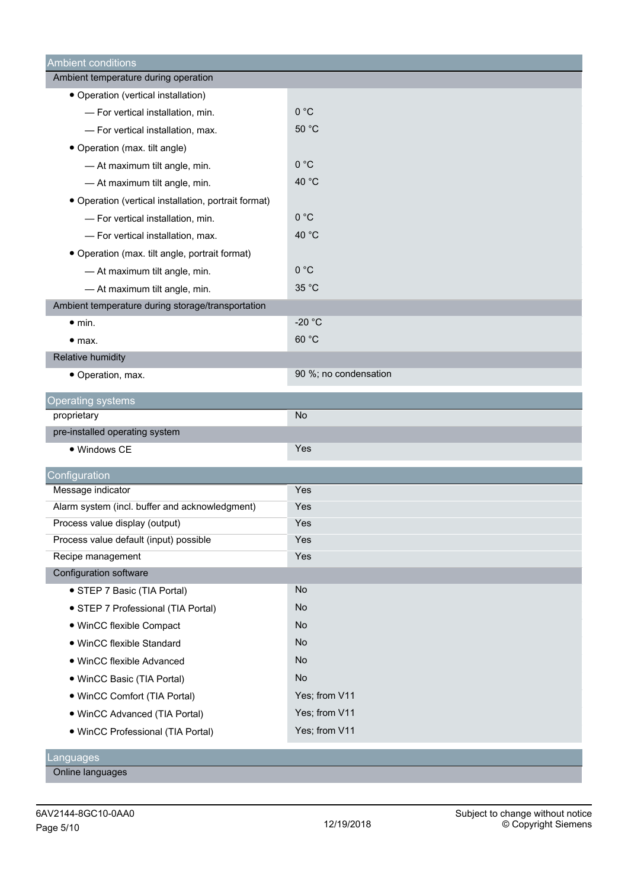| Ambient conditions | |
|---|---|
| Ambient temperature during operation | |
| • Operation (vertical installation) | |
| — For vertical installation, min. | 0 °C |
| — For vertical installation, max. | 50 °C |
| • Operation (max. tilt angle) | |
| — At maximum tilt angle, min. | 0 °C |
| — At maximum tilt angle, min. | 40 °C |
| • Operation (vertical installation, portrait format) | |
| — For vertical installation, min. | 0 °C |
| — For vertical installation, max. | 40 °C |
| • Operation (max. tilt angle, portrait format) | |
| — At maximum tilt angle, min. | 0 °C |
| — At maximum tilt angle, min. | 35 °C |
| Ambient temperature during storage/transportation | |
| • min. | -20 °C |
| • max. | 60 °C |
| Relative humidity | |
| • Operation, max. | 90 %; no condensation |

| Operating systems | |
|---|---|
| proprietary | No |
| pre-installed operating system | |
| • Windows CE | Yes |

| Configuration | |
|---|---|
| Message indicator | Yes |
| Alarm system (incl. buffer and acknowledgment) | Yes |
| Process value display (output) | Yes |
| Process value default (input) possible | Yes |
| Recipe management | Yes |
| Configuration software | |
| • STEP 7 Basic (TIA Portal) | No |
| • STEP 7 Professional (TIA Portal) | No |
| • WinCC flexible Compact | No |
| • WinCC flexible Standard | No |
| • WinCC flexible Advanced | No |
| • WinCC Basic (TIA Portal) | No |
| • WinCC Comfort (TIA Portal) | Yes; from V11 |
| • WinCC Advanced (TIA Portal) | Yes; from V11 |
| • WinCC Professional (TIA Portal) | Yes; from V11 |

| Languages | |
|---|---|
| Online languages | |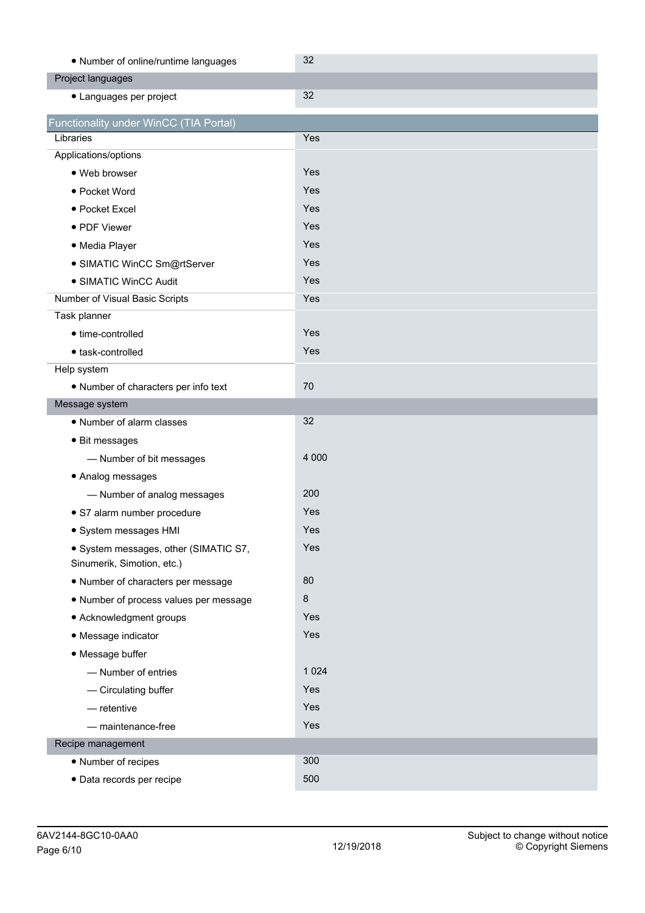| | |
|---|---|
| • Number of online/runtime languages | 32 |
| **Project languages** | |
| • Languages per project | 32 |

| Functionality under WinCC (TIA Portal) | |
|---|---|
| Libraries | Yes |
| Applications/options | |
| • Web browser | Yes |
| • Pocket Word | Yes |
| • Pocket Excel | Yes |
| • PDF Viewer | Yes |
| • Media Player | Yes |
| • SIMATIC WinCC Sm@rtServer | Yes |
| • SIMATIC WinCC Audit | Yes |
| Number of Visual Basic Scripts | Yes |
| Task planner | |
| • time-controlled | Yes |
| • task-controlled | Yes |
| Help system | |
| • Number of characters per info text | 70 |
| **Message system** | |
| • Number of alarm classes | 32 |
| • Bit messages | |
| — Number of bit messages | 4 000 |
| • Analog messages | |
| — Number of analog messages | 200 |
| • S7 alarm number procedure | Yes |
| • System messages HMI | Yes |
| • System messages, other (SIMATIC S7, Sinumerik, Simotion, etc.) | Yes |
| • Number of characters per message | 80 |
| • Number of process values per message | 8 |
| • Acknowledgment groups | Yes |
| • Message indicator | Yes |
| • Message buffer | |
| — Number of entries | 1 024 |
| — Circulating buffer | Yes |
| — retentive | Yes |
| — maintenance-free | Yes |
| **Recipe management** | |
| • Number of recipes | 300 |
| • Data records per recipe | 500 |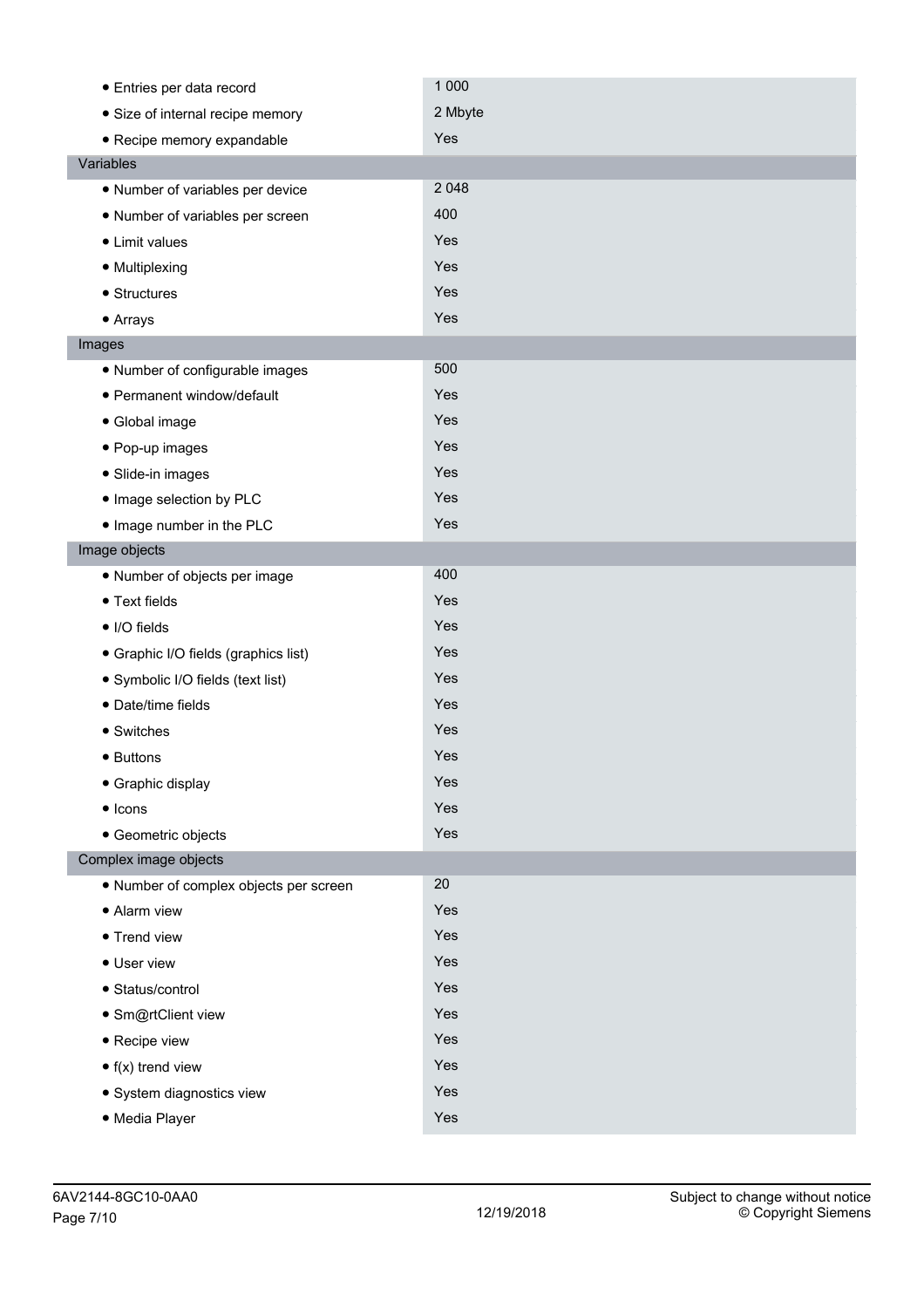| | |
|---|---|
| • Entries per data record | 1 000 |
| • Size of internal recipe memory | 2 Mbyte |
| • Recipe memory expandable | Yes |
| **Variables** | |
| • Number of variables per device | 2 048 |
| • Number of variables per screen | 400 |
| • Limit values | Yes |
| • Multiplexing | Yes |
| • Structures | Yes |
| • Arrays | Yes |
| **Images** | |
| • Number of configurable images | 500 |
| • Permanent window/default | Yes |
| • Global image | Yes |
| • Pop-up images | Yes |
| • Slide-in images | Yes |
| • Image selection by PLC | Yes |
| • Image number in the PLC | Yes |
| **Image objects** | |
| • Number of objects per image | 400 |
| • Text fields | Yes |
| • I/O fields | Yes |
| • Graphic I/O fields (graphics list) | Yes |
| • Symbolic I/O fields (text list) | Yes |
| • Date/time fields | Yes |
| • Switches | Yes |
| • Buttons | Yes |
| • Graphic display | Yes |
| • Icons | Yes |
| • Geometric objects | Yes |
| **Complex image objects** | |
| • Number of complex objects per screen | 20 |
| • Alarm view | Yes |
| • Trend view | Yes |
| • User view | Yes |
| • Status/control | Yes |
| • Sm@rtClient view | Yes |
| • Recipe view | Yes |
| • f(x) trend view | Yes |
| • System diagnostics view | Yes |
| • Media Player | Yes |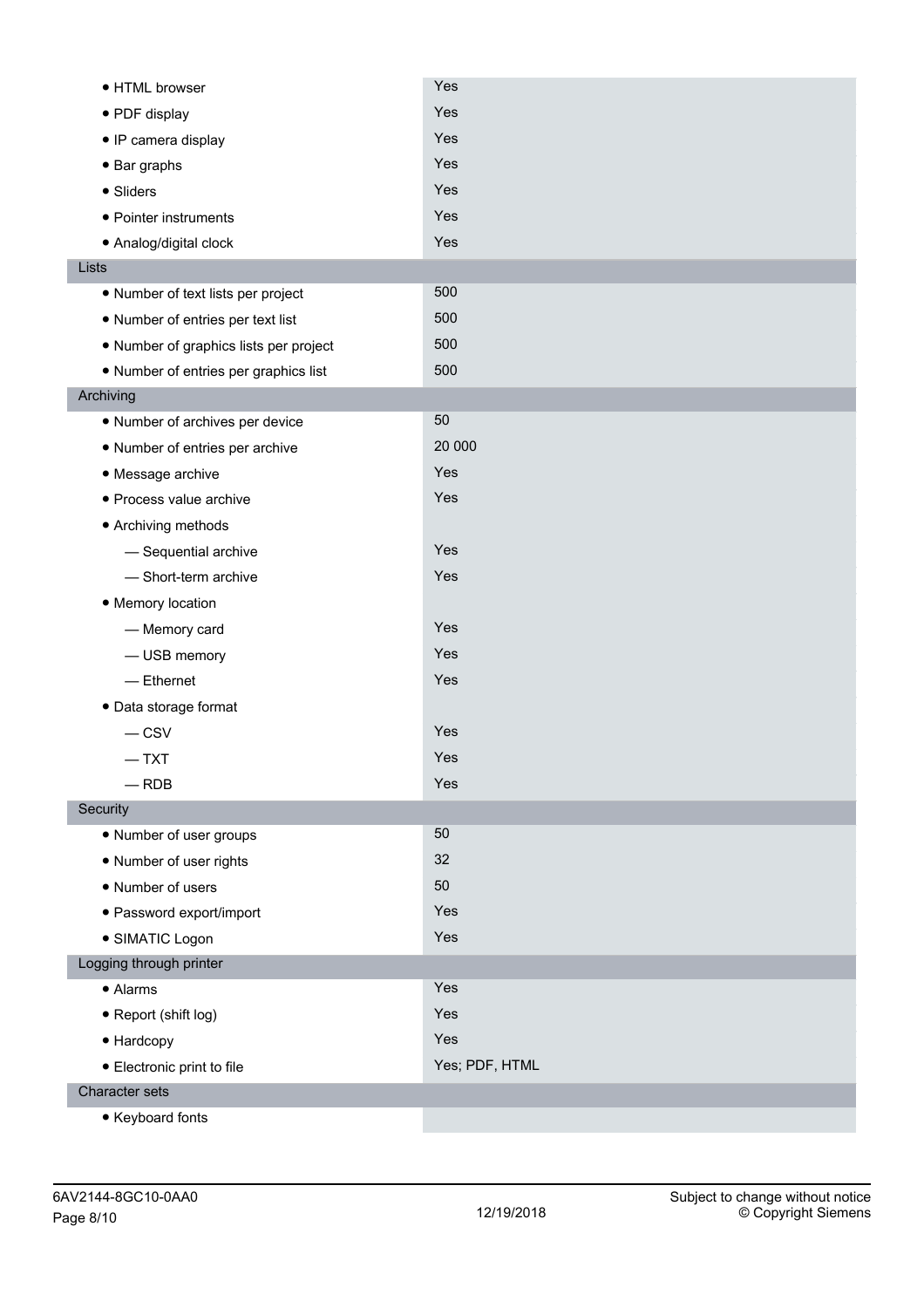| | |
|---|---|
| • HTML browser | Yes |
| • PDF display | Yes |
| • IP camera display | Yes |
| • Bar graphs | Yes |
| • Sliders | Yes |
| • Pointer instruments | Yes |
| • Analog/digital clock | Yes |
| **Lists** | |
| • Number of text lists per project | 500 |
| • Number of entries per text list | 500 |
| • Number of graphics lists per project | 500 |
| • Number of entries per graphics list | 500 |
| **Archiving** | |
| • Number of archives per device | 50 |
| • Number of entries per archive | 20 000 |
| • Message archive | Yes |
| • Process value archive | Yes |
| • Archiving methods | |
| — Sequential archive | Yes |
| — Short-term archive | Yes |
| • Memory location | |
| — Memory card | Yes |
| — USB memory | Yes |
| — Ethernet | Yes |
| • Data storage format | |
| — CSV | Yes |
| — TXT | Yes |
| — RDB | Yes |
| **Security** | |
| • Number of user groups | 50 |
| • Number of user rights | 32 |
| • Number of users | 50 |
| • Password export/import | Yes |
| • SIMATIC Logon | Yes |
| **Logging through printer** | |
| • Alarms | Yes |
| • Report (shift log) | Yes |
| • Hardcopy | Yes |
| • Electronic print to file | Yes; PDF, HTML |
| **Character sets** | |
| • Keyboard fonts | |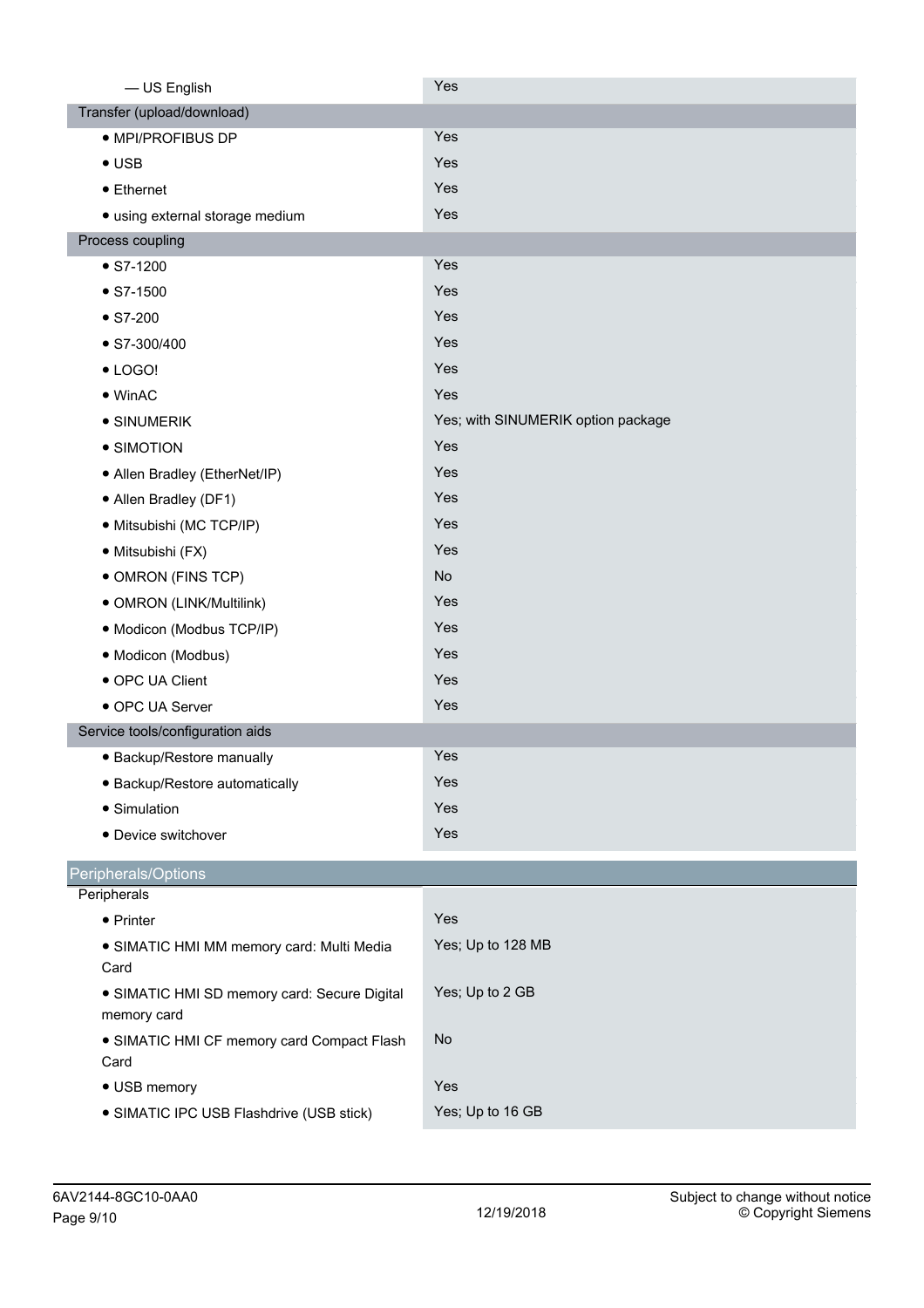| | |
|---|---|
| — US English | Yes |
| **Transfer (upload/download)** | |
| • MPI/PROFIBUS DP | Yes |
| • USB | Yes |
| • Ethernet | Yes |
| • using external storage medium | Yes |
| **Process coupling** | |
| • S7-1200 | Yes |
| • S7-1500 | Yes |
| • S7-200 | Yes |
| • S7-300/400 | Yes |
| • LOGO! | Yes |
| • WinAC | Yes |
| • SINUMERIK | Yes; with SINUMERIK option package |
| • SIMOTION | Yes |
| • Allen Bradley (EtherNet/IP) | Yes |
| • Allen Bradley (DF1) | Yes |
| • Mitsubishi (MC TCP/IP) | Yes |
| • Mitsubishi (FX) | Yes |
| • OMRON (FINS TCP) | No |
| • OMRON (LINK/Multilink) | Yes |
| • Modicon (Modbus TCP/IP) | Yes |
| • Modicon (Modbus) | Yes |
| • OPC UA Client | Yes |
| • OPC UA Server | Yes |
| **Service tools/configuration aids** | |
| • Backup/Restore manually | Yes |
| • Backup/Restore automatically | Yes |
| • Simulation | Yes |
| • Device switchover | Yes |

## Peripherals/Options

| | |
|---|---|
| **Peripherals** | |
| • Printer | Yes |
| • SIMATIC HMI MM memory card: Multi Media Card | Yes; Up to 128 MB |
| • SIMATIC HMI SD memory card: Secure Digital memory card | Yes; Up to 2 GB |
| • SIMATIC HMI CF memory card Compact Flash Card | No |
| • USB memory | Yes |
| • SIMATIC IPC USB Flashdrive (USB stick) | Yes; Up to 16 GB |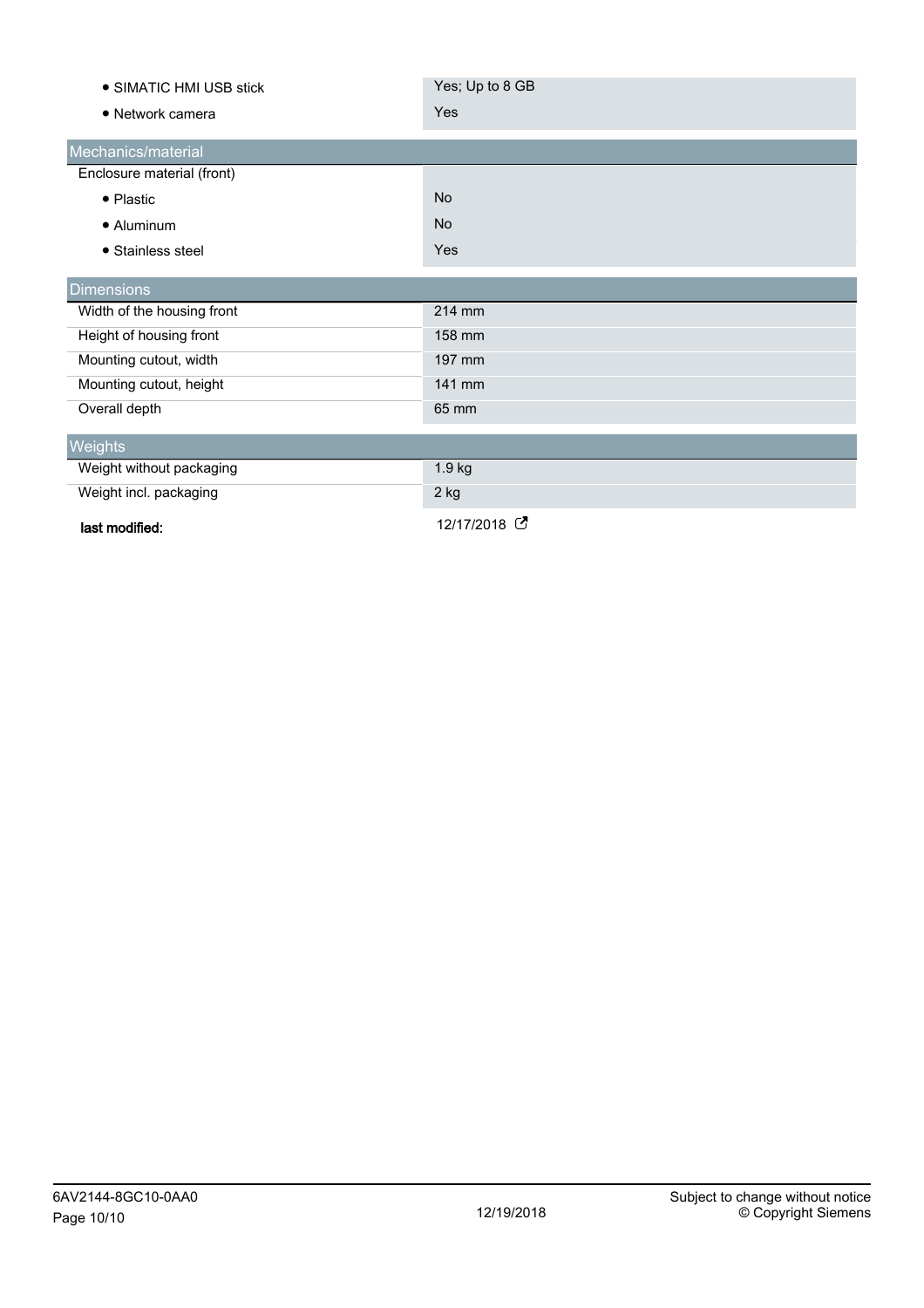| | |
|---|---|
| • SIMATIC HMI USB stick | Yes; Up to 8 GB |
| • Network camera | Yes |

## Mechanics/material

| | |
|---|---|
| Enclosure material (front) | |
| • Plastic | No |
| • Aluminum | No |
| • Stainless steel | Yes |

## Dimensions

| | |
|---|---|
| Width of the housing front | 214 mm |
| Height of housing front | 158 mm |
| Mounting cutout, width | 197 mm |
| Mounting cutout, height | 141 mm |
| Overall depth | 65 mm |

## Weights

| | |
|---|---|
| Weight without packaging | 1.9 kg |
| Weight incl. packaging | 2 kg |

**last modified:** 12/17/2018